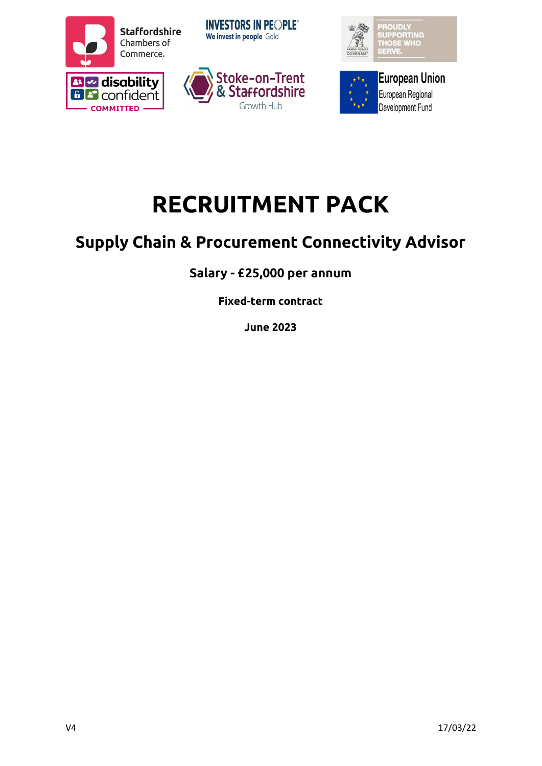# RECRUITMENT PACK

## Supply Chain & Procurement Connectivity Advisor

### Salary - £25,000 per annum

**Fixed-term contract**

**June 2023**

V4 17/03/22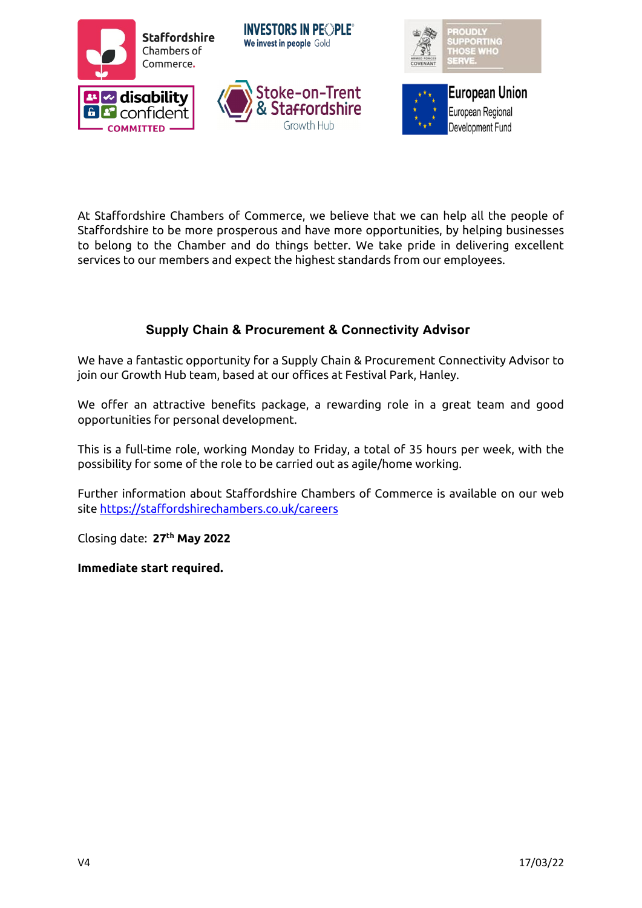At Staffordshire Chambers of Commerce, we believe that we can help all the people of Staffordshire to be more prosperous and have more opportunities, by helping businesses to belong to the Chamber and do things better. We take pride in delivering excellent services to our members and expect the highest standards from our employees.

## Supply Chain & Procurement & Connectivity Advisor

We have a fantastic opportunity for a Supply Chain & Procurement Connectivity Advisor to join our Growth Hub team, based at our offices at Festival Park, Hanley.

We offer an attractive benefits package, a rewarding role in a great team and good opportunities for personal development.

This is a full-time role, working Monday to Friday, a total of 35 hours per week, with the possibility for some of the role to be carried out as agile/home working.

Further information about Staffordshire Chambers of Commerce is available on our web site https://staffordshirechambers.co.uk/careers

Closing date: **27th May 2022**

**Immediate start required.**

V4 17/03/22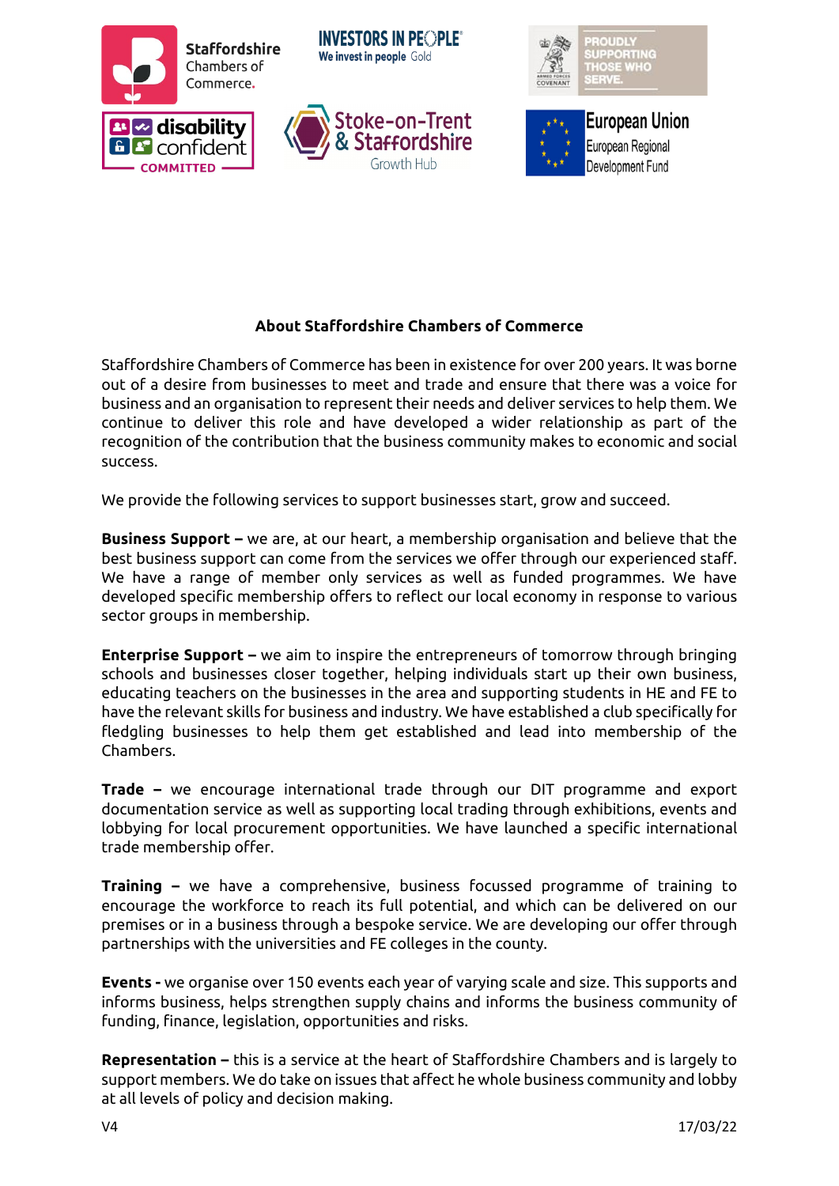## About Staffordshire Chambers of Commerce

Staffordshire Chambers of Commerce has been in existence for over 200 years. It was borne out of a desire from businesses to meet and trade and ensure that there was a voice for business and an organisation to represent their needs and deliver services to help them. We continue to deliver this role and have developed a wider relationship as part of the recognition of the contribution that the business community makes to economic and social success.

We provide the following services to support businesses start, grow and succeed.

**Business Support –** we are, at our heart, a membership organisation and believe that the best business support can come from the services we offer through our experienced staff. We have a range of member only services as well as funded programmes. We have developed specific membership offers to reflect our local economy in response to various sector groups in membership.

**Enterprise Support –** we aim to inspire the entrepreneurs of tomorrow through bringing schools and businesses closer together, helping individuals start up their own business, educating teachers on the businesses in the area and supporting students in HE and FE to have the relevant skills for business and industry. We have established a club specifically for fledgling businesses to help them get established and lead into membership of the Chambers.

**Trade –** we encourage international trade through our DIT programme and export documentation service as well as supporting local trading through exhibitions, events and lobbying for local procurement opportunities. We have launched a specific international trade membership offer.

**Training –** we have a comprehensive, business focussed programme of training to encourage the workforce to reach its full potential, and which can be delivered on our premises or in a business through a bespoke service. We are developing our offer through partnerships with the universities and FE colleges in the county.

**Events -** we organise over 150 events each year of varying scale and size. This supports and informs business, helps strengthen supply chains and informs the business community of funding, finance, legislation, opportunities and risks.

**Representation –** this is a service at the heart of Staffordshire Chambers and is largely to support members. We do take on issues that affect he whole business community and lobby at all levels of policy and decision making.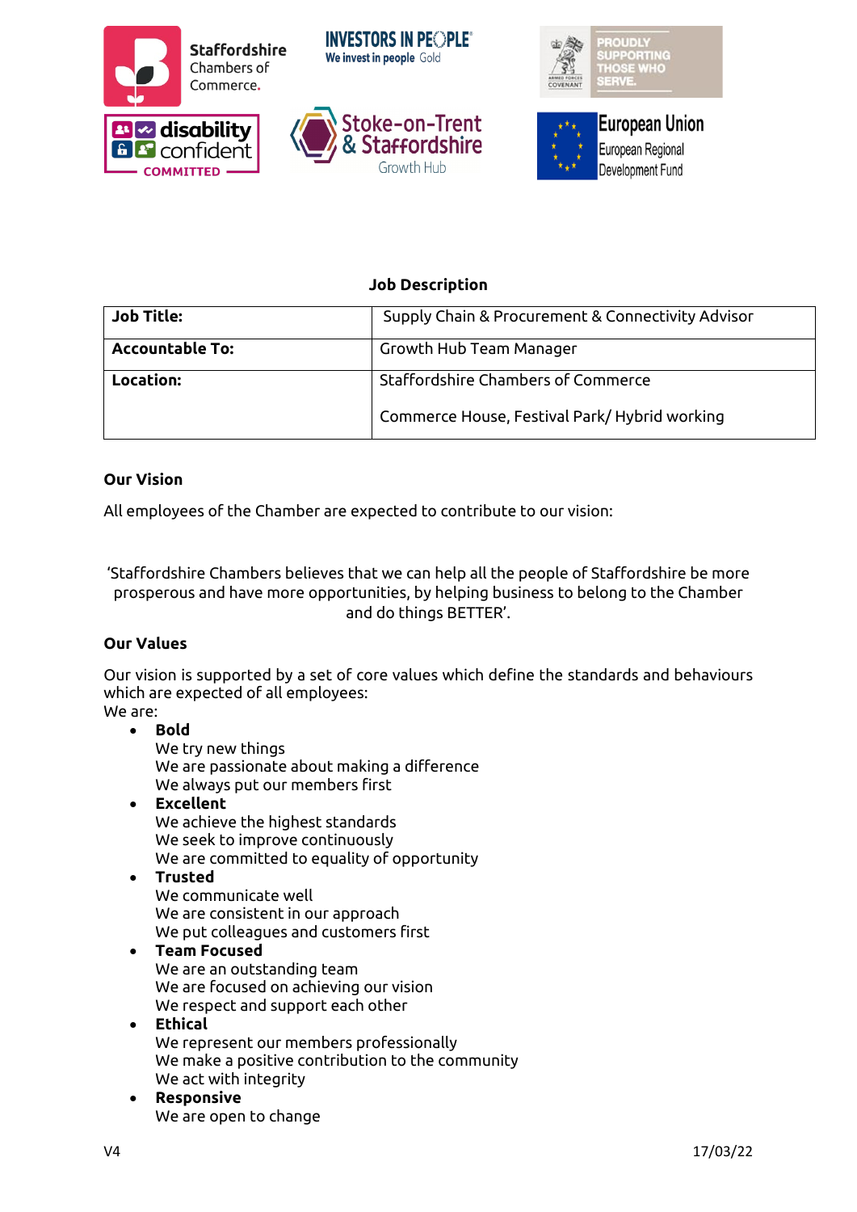## Job Description

| Job Title: | Supply Chain & Procurement & Connectivity Advisor |
|---|---|
| Accountable To: | Growth Hub Team Manager |
| Location: | Staffordshire Chambers of Commerce<br><br>Commerce House, Festival Park/ Hybrid working |

### Our Vision

All employees of the Chamber are expected to contribute to our vision:

'Staffordshire Chambers believes that we can help all the people of Staffordshire be more prosperous and have more opportunities, by helping business to belong to the Chamber and do things BETTER'.

### Our Values

Our vision is supported by a set of core values which define the standards and behaviours which are expected of all employees:
We are:

- **Bold**
  We try new things
  We are passionate about making a difference
  We always put our members first
- **Excellent**
  We achieve the highest standards
  We seek to improve continuously
  We are committed to equality of opportunity
- **Trusted**
  We communicate well
  We are consistent in our approach
  We put colleagues and customers first
- **Team Focused**
  We are an outstanding team
  We are focused on achieving our vision
  We respect and support each other
- **Ethical**
  We represent our members professionally
  We make a positive contribution to the community
  We act with integrity
- **Responsive**
  We are open to change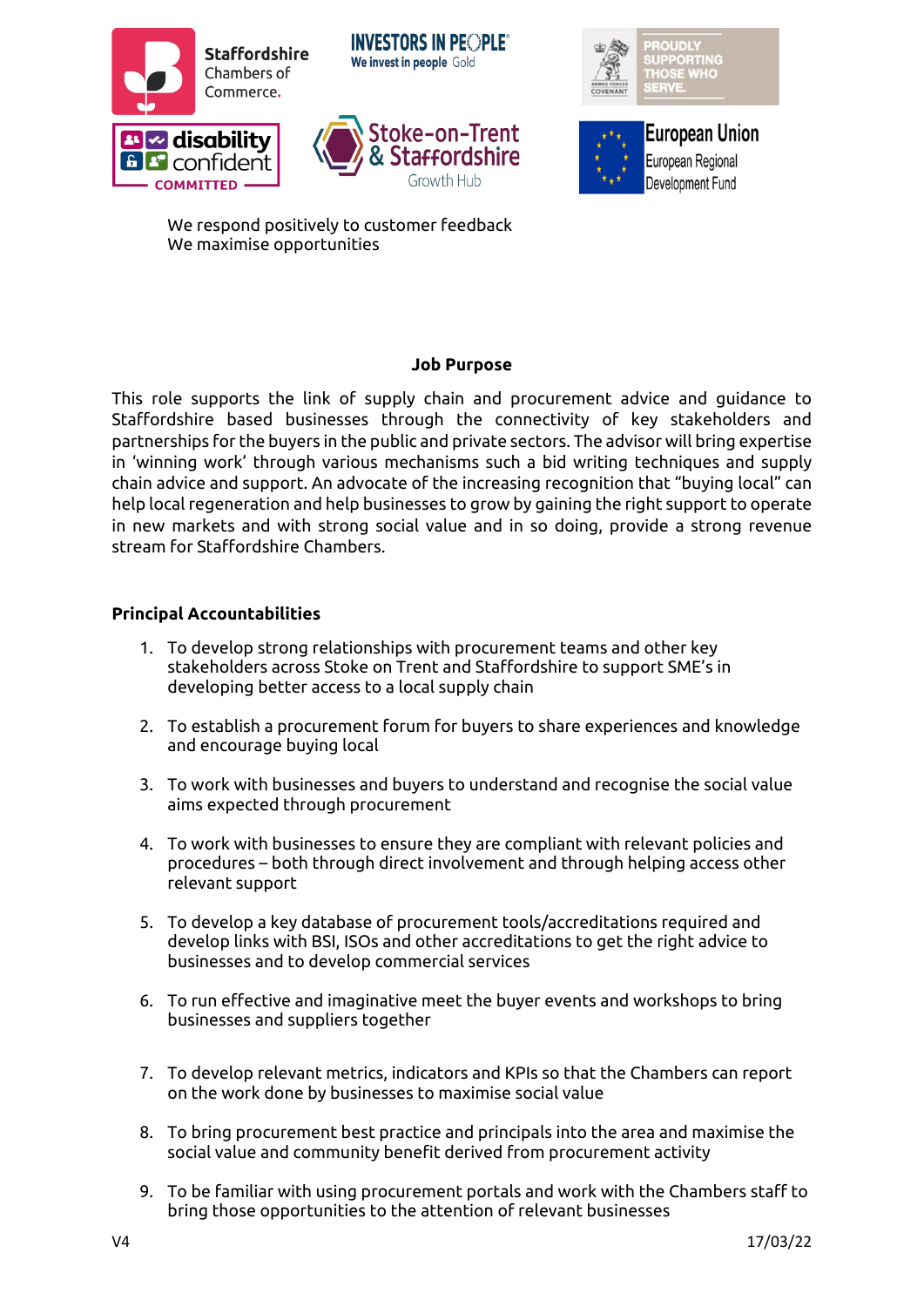We respond positively to customer feedback
We maximise opportunities

**Job Purpose**

This role supports the link of supply chain and procurement advice and guidance to Staffordshire based businesses through the connectivity of key stakeholders and partnerships for the buyers in the public and private sectors. The advisor will bring expertise in 'winning work' through various mechanisms such a bid writing techniques and supply chain advice and support. An advocate of the increasing recognition that "buying local" can help local regeneration and help businesses to grow by gaining the right support to operate in new markets and with strong social value and in so doing, provide a strong revenue stream for Staffordshire Chambers.

**Principal Accountabilities**

1. To develop strong relationships with procurement teams and other key stakeholders across Stoke on Trent and Staffordshire to support SME's in developing better access to a local supply chain

2. To establish a procurement forum for buyers to share experiences and knowledge and encourage buying local

3. To work with businesses and buyers to understand and recognise the social value aims expected through procurement

4. To work with businesses to ensure they are compliant with relevant policies and procedures – both through direct involvement and through helping access other relevant support

5. To develop a key database of procurement tools/accreditations required and develop links with BSI, ISOs and other accreditations to get the right advice to businesses and to develop commercial services

6. To run effective and imaginative meet the buyer events and workshops to bring businesses and suppliers together

7. To develop relevant metrics, indicators and KPIs so that the Chambers can report on the work done by businesses to maximise social value

8. To bring procurement best practice and principals into the area and maximise the social value and community benefit derived from procurement activity

9. To be familiar with using procurement portals and work with the Chambers staff to bring those opportunities to the attention of relevant businesses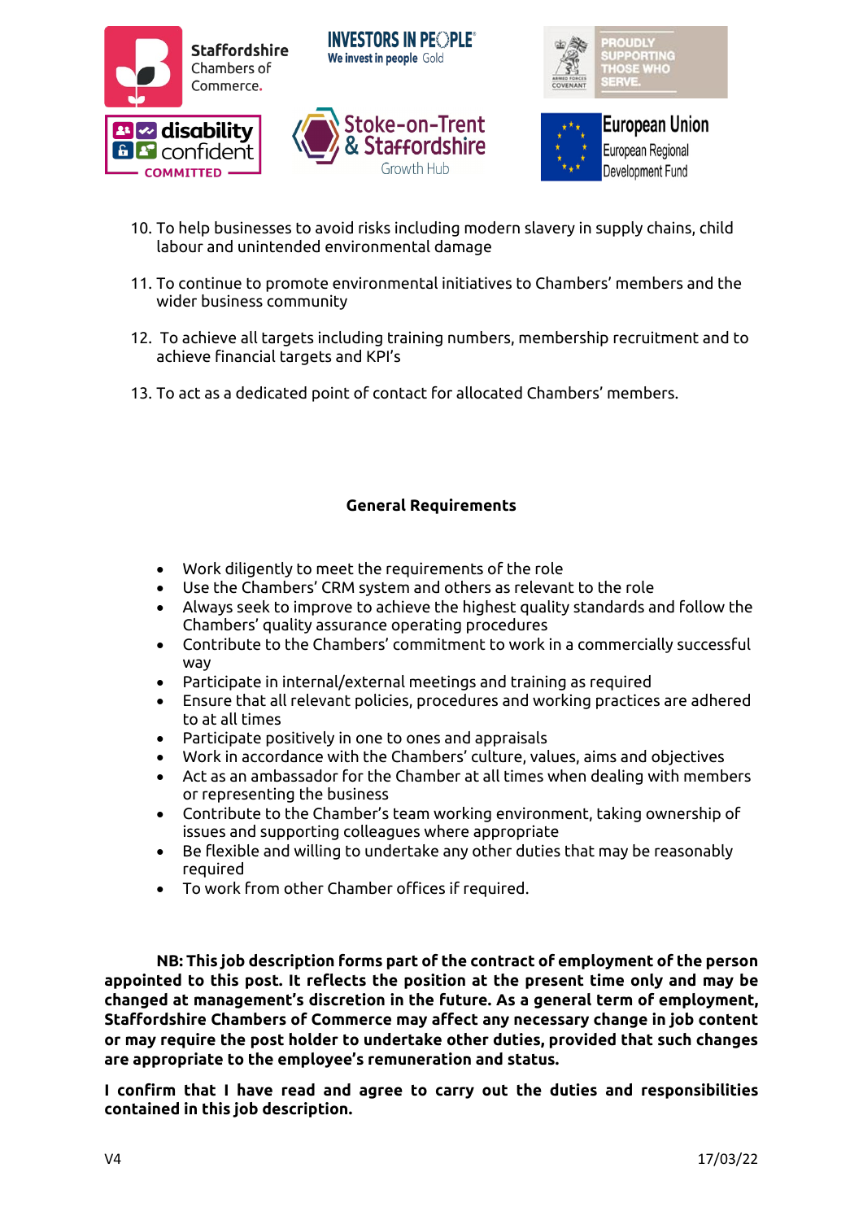10. To help businesses to avoid risks including modern slavery in supply chains, child labour and unintended environmental damage

11. To continue to promote environmental initiatives to Chambers' members and the wider business community

12. To achieve all targets including training numbers, membership recruitment and to achieve financial targets and KPI's

13. To act as a dedicated point of contact for allocated Chambers' members.

## General Requirements

- Work diligently to meet the requirements of the role
- Use the Chambers' CRM system and others as relevant to the role
- Always seek to improve to achieve the highest quality standards and follow the Chambers' quality assurance operating procedures
- Contribute to the Chambers' commitment to work in a commercially successful way
- Participate in internal/external meetings and training as required
- Ensure that all relevant policies, procedures and working practices are adhered to at all times
- Participate positively in one to ones and appraisals
- Work in accordance with the Chambers' culture, values, aims and objectives
- Act as an ambassador for the Chamber at all times when dealing with members or representing the business
- Contribute to the Chamber's team working environment, taking ownership of issues and supporting colleagues where appropriate
- Be flexible and willing to undertake any other duties that may be reasonably required
- To work from other Chamber offices if required.

**NB: This job description forms part of the contract of employment of the person appointed to this post. It reflects the position at the present time only and may be changed at management's discretion in the future. As a general term of employment, Staffordshire Chambers of Commerce may affect any necessary change in job content or may require the post holder to undertake other duties, provided that such changes are appropriate to the employee's remuneration and status.**

**I confirm that I have read and agree to carry out the duties and responsibilities contained in this job description.**

V4 17/03/22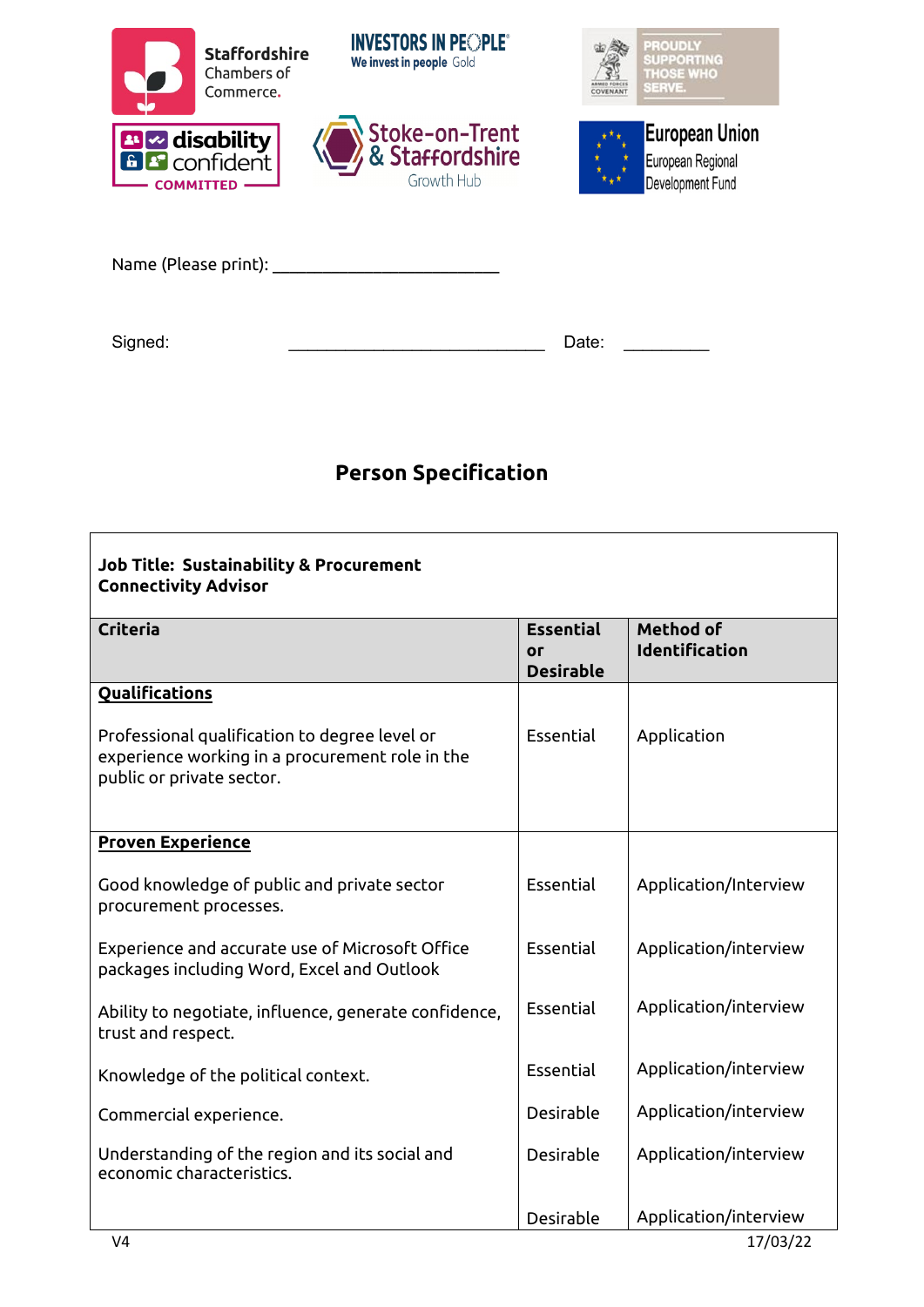Name (Please print): ________________________

Signed: ____________________________ Date: _________

## Person Specification

| **Job Title: Sustainability & Procurement Connectivity Advisor** | | |
|---|---|---|
| **Criteria** | **Essential or Desirable** | **Method of Identification** |
| **<u>Qualifications</u>** | | |
| Professional qualification to degree level or experience working in a procurement role in the public or private sector. | Essential | Application |
| **<u>Proven Experience</u>** | | |
| Good knowledge of public and private sector procurement processes. | Essential | Application/Interview |
| Experience and accurate use of Microsoft Office packages including Word, Excel and Outlook | Essential | Application/interview |
| Ability to negotiate, influence, generate confidence, trust and respect. | Essential | Application/interview |
| Knowledge of the political context. | Essential | Application/interview |
| Commercial experience. | Desirable | Application/interview |
| Understanding of the region and its social and economic characteristics. | Desirable | Application/interview |
| | Desirable | Application/interview |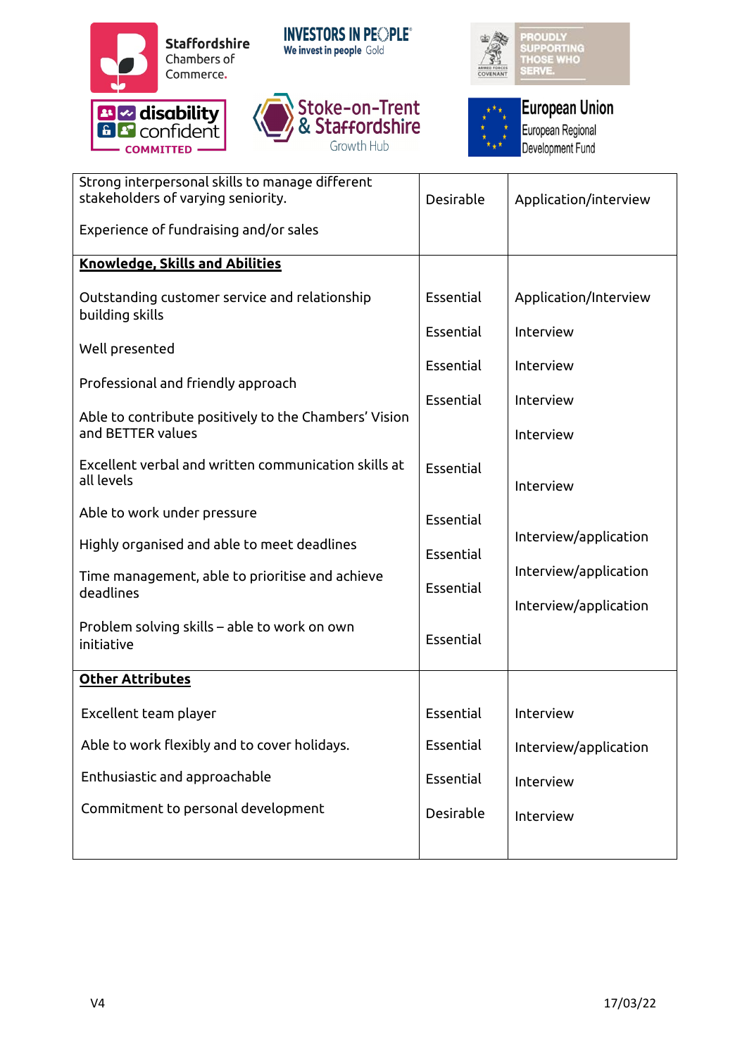| Strong interpersonal skills to manage different stakeholders of varying seniority.<br><br>Experience of fundraising and/or sales | Desirable | Application/interview |
|---|---|---|
| **<u>Knowledge, Skills and Abilities</u>** | | |
| Outstanding customer service and relationship building skills | Essential | Application/Interview |
| Well presented | Essential | Interview |
| Professional and friendly approach | Essential | Interview |
| Able to contribute positively to the Chambers' Vision and BETTER values | Essential | Interview |
| Excellent verbal and written communication skills at all levels | Essential | Interview |
| Able to work under pressure | Essential | Interview |
| Highly organised and able to meet deadlines | Essential | Interview/application |
| Time management, able to prioritise and achieve deadlines | Essential | Interview/application |
| Problem solving skills – able to work on own initiative | Essential | Interview/application |
| **<u>Other Attributes</u>** | | |
| Excellent team player | Essential | Interview |
| Able to work flexibly and to cover holidays. | Essential | Interview/application |
| Enthusiastic and approachable | Essential | Interview |
| Commitment to personal development | Desirable | Interview |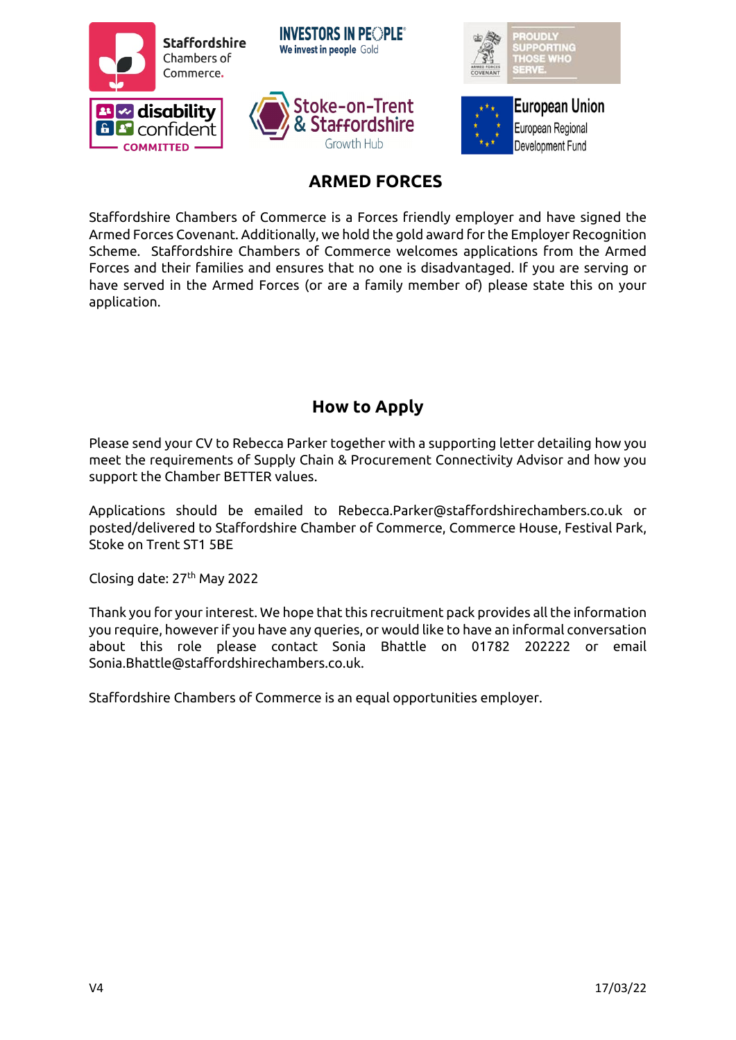## ARMED FORCES

Staffordshire Chambers of Commerce is a Forces friendly employer and have signed the Armed Forces Covenant. Additionally, we hold the gold award for the Employer Recognition Scheme. Staffordshire Chambers of Commerce welcomes applications from the Armed Forces and their families and ensures that no one is disadvantaged. If you are serving or have served in the Armed Forces (or are a family member of) please state this on your application.

## How to Apply

Please send your CV to Rebecca Parker together with a supporting letter detailing how you meet the requirements of Supply Chain & Procurement Connectivity Advisor and how you support the Chamber BETTER values.

Applications should be emailed to Rebecca.Parker@staffordshirechambers.co.uk or posted/delivered to Staffordshire Chamber of Commerce, Commerce House, Festival Park, Stoke on Trent ST1 5BE

Closing date: 27th May 2022

Thank you for your interest. We hope that this recruitment pack provides all the information you require, however if you have any queries, or would like to have an informal conversation about this role please contact Sonia Bhattle on 01782 202222 or email Sonia.Bhattle@staffordshirechambers.co.uk.

Staffordshire Chambers of Commerce is an equal opportunities employer.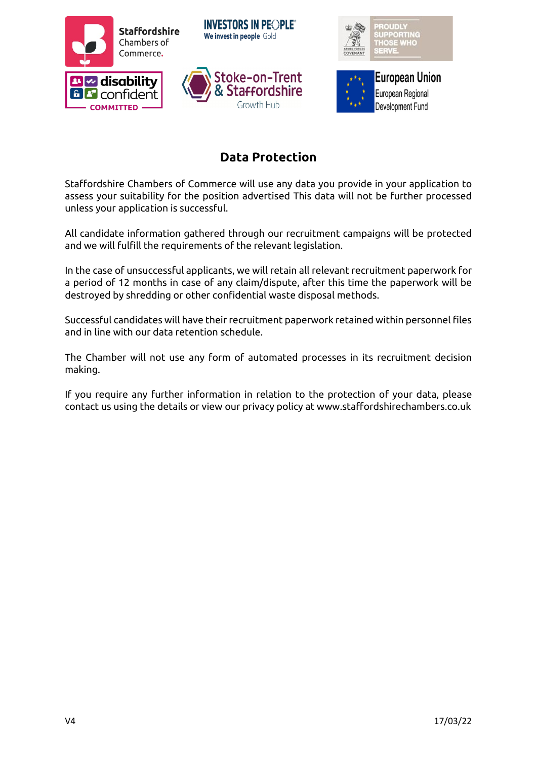# Data Protection

Staffordshire Chambers of Commerce will use any data you provide in your application to assess your suitability for the position advertised This data will not be further processed unless your application is successful.

All candidate information gathered through our recruitment campaigns will be protected and we will fulfill the requirements of the relevant legislation.

In the case of unsuccessful applicants, we will retain all relevant recruitment paperwork for a period of 12 months in case of any claim/dispute, after this time the paperwork will be destroyed by shredding or other confidential waste disposal methods.

Successful candidates will have their recruitment paperwork retained within personnel files and in line with our data retention schedule.

The Chamber will not use any form of automated processes in its recruitment decision making.

If you require any further information in relation to the protection of your data, please contact us using the details or view our privacy policy at www.staffordshirechambers.co.uk

V4 17/03/22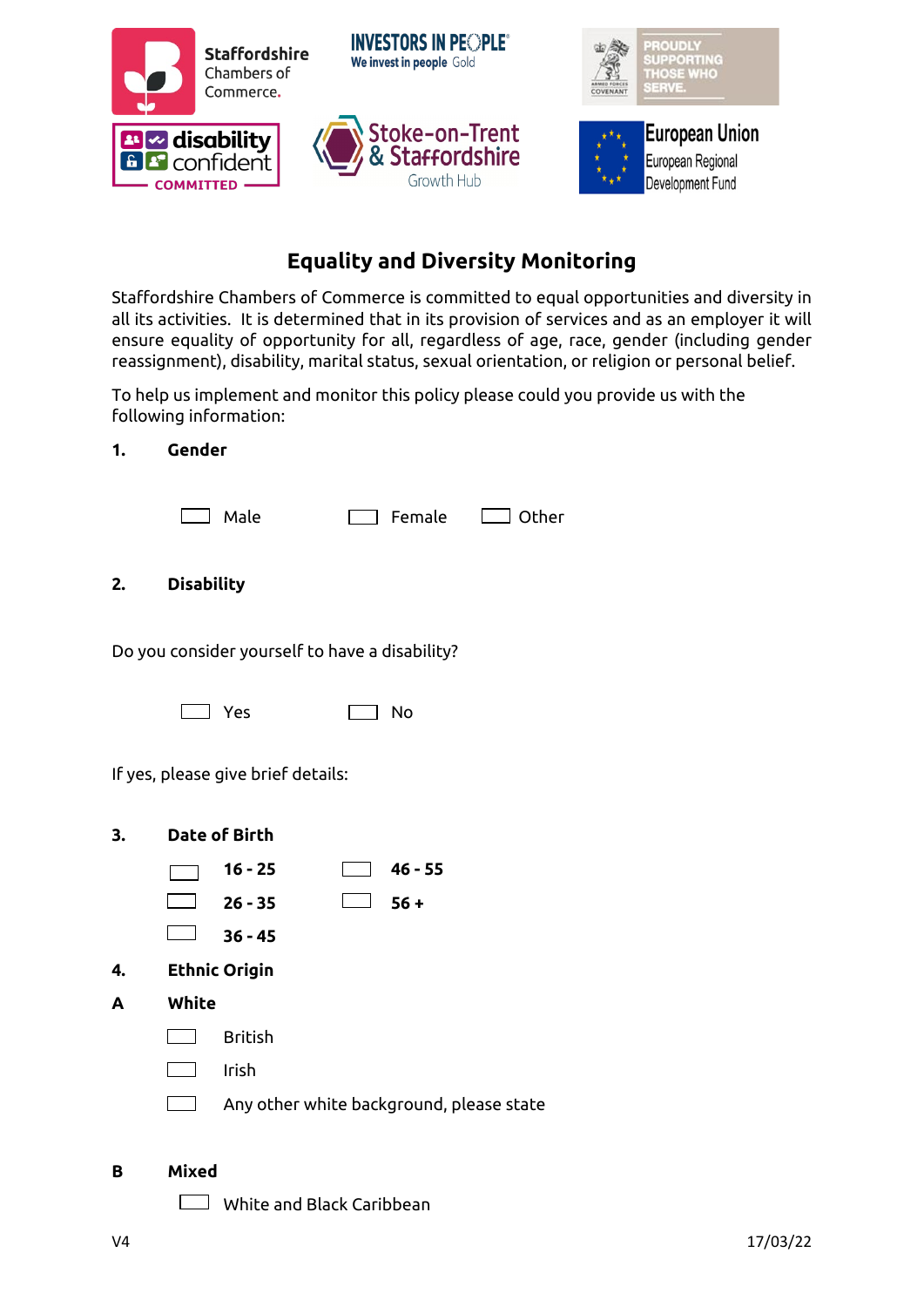# Equality and Diversity Monitoring

Staffordshire Chambers of Commerce is committed to equal opportunities and diversity in all its activities. It is determined that in its provision of services and as an employer it will ensure equality of opportunity for all, regardless of age, race, gender (including gender reassignment), disability, marital status, sexual orientation, or religion or personal belief.

To help us implement and monitor this policy please could you provide us with the following information:

**1. Gender**

☐ Male ☐ Female ☐ Other

**2. Disability**

Do you consider yourself to have a disability?

☐ Yes ☐ No

If yes, please give brief details:

**3. Date of Birth**

☐ **16 - 25** ☐ **46 - 55**

☐ **26 - 35** ☐ **56 +**

☐ **36 - 45**

**4. Ethnic Origin**

**A White**

☐ British

☐ Irish

☐ Any other white background, please state

**B Mixed**

☐ White and Black Caribbean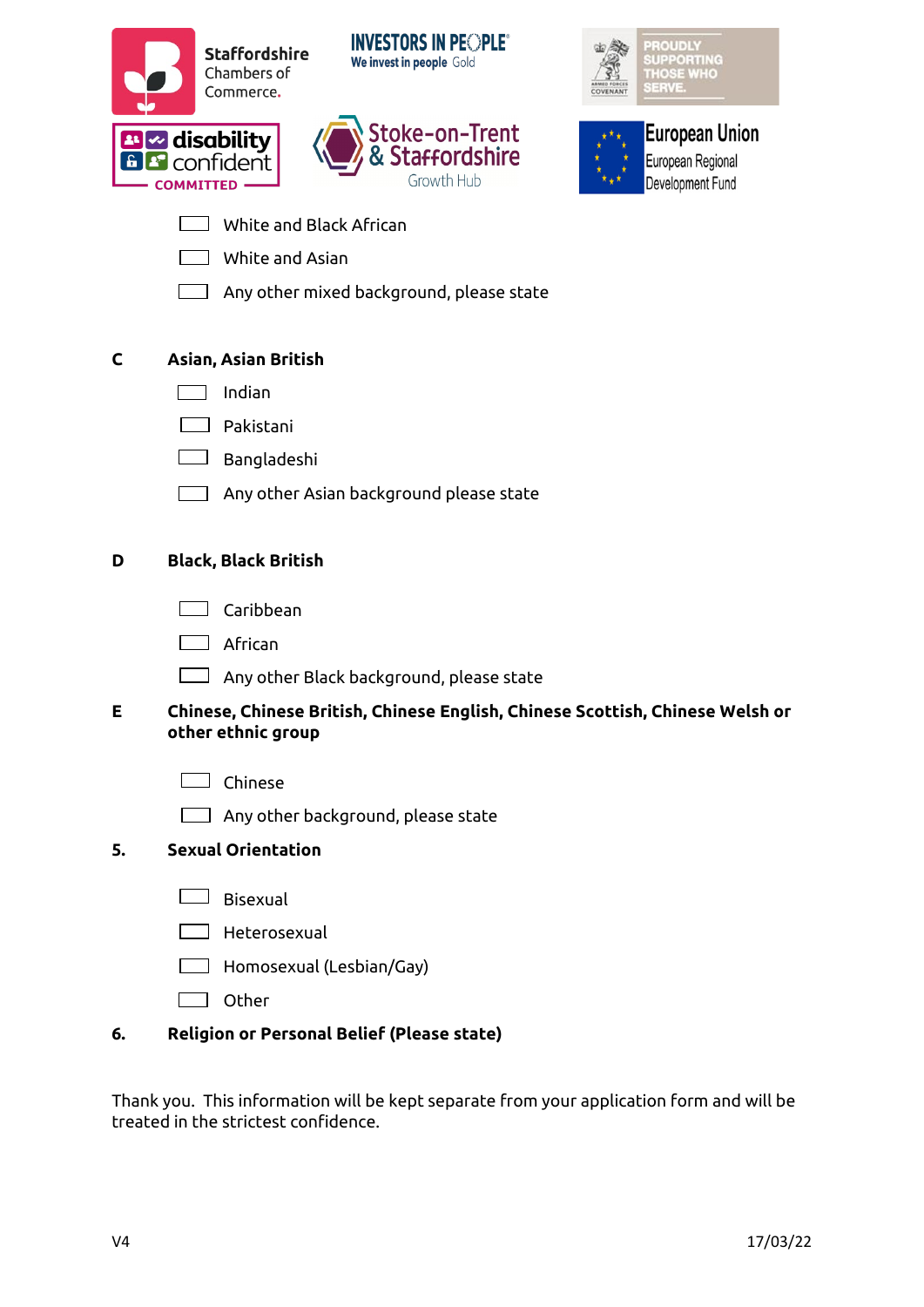- ☐ White and Black African
- ☐ White and Asian
- ☐ Any other mixed background, please state

**C    Asian, Asian British**

- ☐ Indian
- ☐ Pakistani
- ☐ Bangladeshi
- ☐ Any other Asian background please state

**D    Black, Black British**

- ☐ Caribbean
- ☐ African
- ☐ Any other Black background, please state

**E    Chinese, Chinese British, Chinese English, Chinese Scottish, Chinese Welsh or other ethnic group**

- ☐ Chinese
- ☐ Any other background, please state

**5.    Sexual Orientation**

- ☐ Bisexual
- ☐ Heterosexual
- ☐ Homosexual (Lesbian/Gay)
- ☐ Other

**6.    Religion or Personal Belief (Please state)**

Thank you. This information will be kept separate from your application form and will be treated in the strictest confidence.

V4    17/03/22